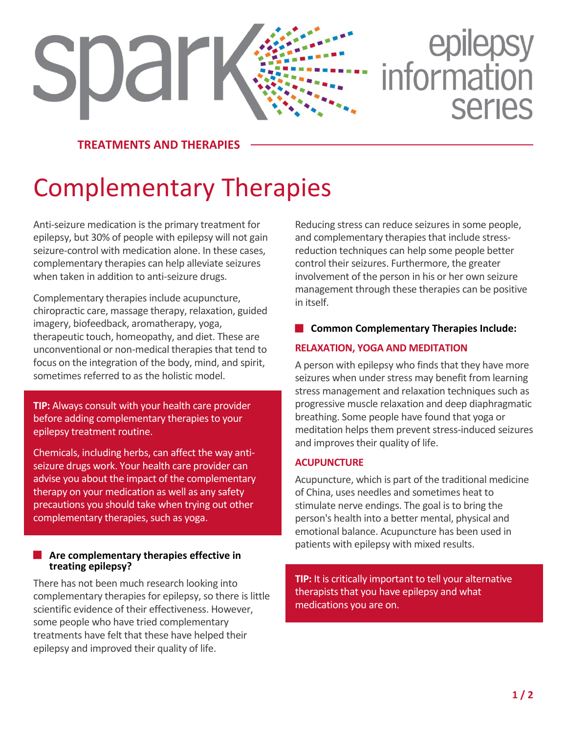spark epilepsy information series

TREATMENTS AND THERAPIES

# Complementary Therapies

Anti-seizure medication is the primary treatment for epilepsy, but 30% of people with epilepsy will not gain seizure-control with medication alone. In these cases, complementary therapies can help alleviate seizures when taken in addition to anti-seizure drugs.

Complementary therapies include acupuncture, chiropractic care, massage therapy, relaxation, guided imagery, biofeedback, aromatherapy, yoga, therapeutic touch, homeopathy, and diet. These are unconventional or non-medical therapies that tend to focus on the integration of the body, mind, and spirit, sometimes referred to as the holistic model.

**TIP:** Always consult with your health care provider before adding complementary therapies to your epilepsy treatment routine.

Chemicals, including herbs, can affect the way anti-seizure drugs work. Your health care provider can advise you about the impact of the complementary therapy on your medication as well as any safety precautions you should take when trying out other complementary therapies, such as yoga.

## Are complementary therapies effective in treating epilepsy?

There has not been much research looking into complementary therapies for epilepsy, so there is little scientific evidence of their effectiveness. However, some people who have tried complementary treatments have felt that these have helped their epilepsy and improved their quality of life.

Reducing stress can reduce seizures in some people, and complementary therapies that include stress-reduction techniques can help some people better control their seizures. Furthermore, the greater involvement of the person in his or her own seizure management through these therapies can be positive in itself.

## Common Complementary Therapies Include:

### RELAXATION, YOGA AND MEDITATION

A person with epilepsy who finds that they have more seizures when under stress may benefit from learning stress management and relaxation techniques such as progressive muscle relaxation and deep diaphragmatic breathing. Some people have found that yoga or meditation helps them prevent stress-induced seizures and improves their quality of life.

### ACUPUNCTURE

Acupuncture, which is part of the traditional medicine of China, uses needles and sometimes heat to stimulate nerve endings. The goal is to bring the person's health into a better mental, physical and emotional balance. Acupuncture has been used in patients with epilepsy with mixed results.

**TIP:** It is critically important to tell your alternative therapists that you have epilepsy and what medications you are on.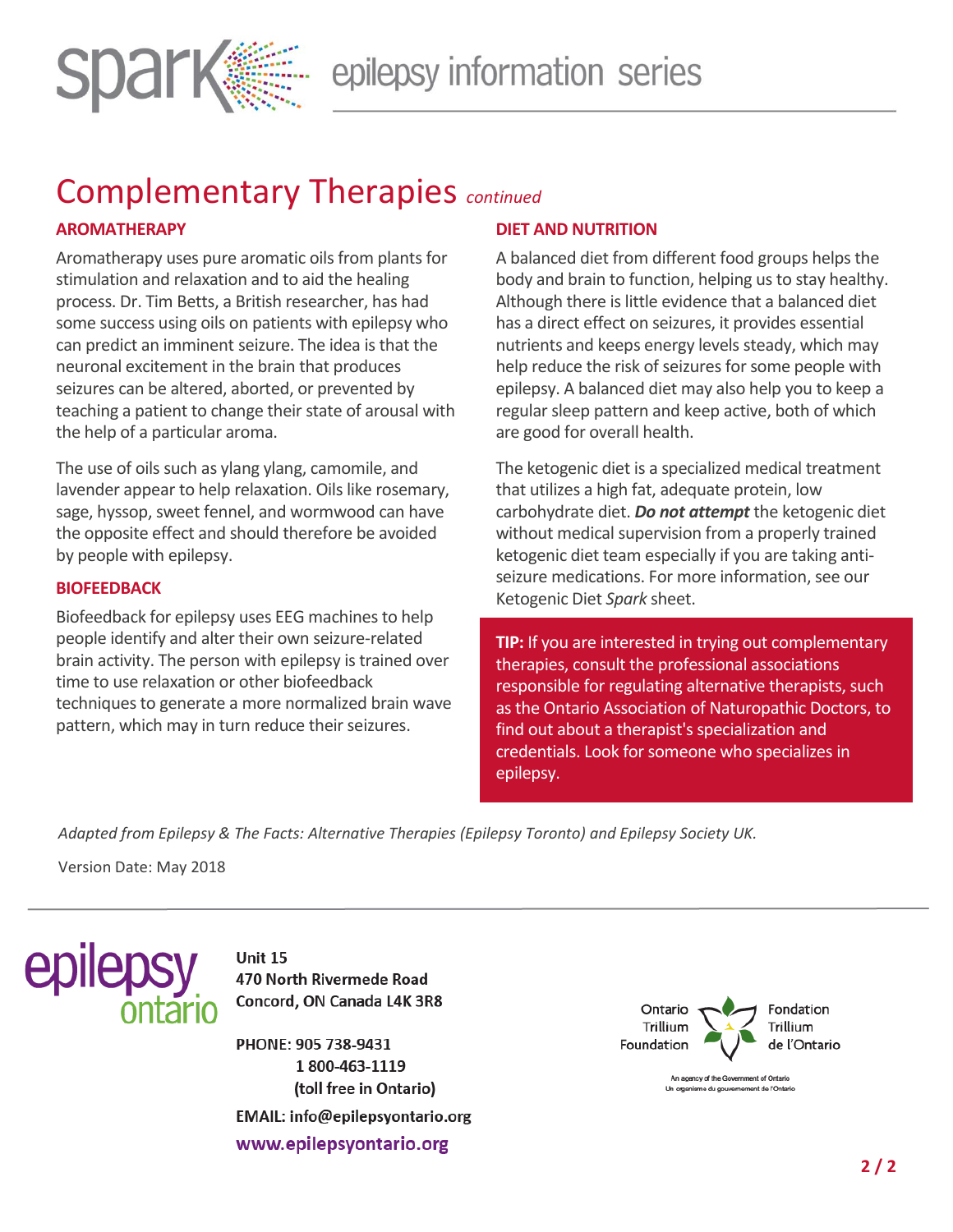# Complementary Therapies *continued*

## AROMATHERAPY

Aromatherapy uses pure aromatic oils from plants for stimulation and relaxation and to aid the healing process. Dr. Tim Betts, a British researcher, has had some success using oils on patients with epilepsy who can predict an imminent seizure. The idea is that the neuronal excitement in the brain that produces seizures can be altered, aborted, or prevented by teaching a patient to change their state of arousal with the help of a particular aroma.

The use of oils such as ylang ylang, camomile, and lavender appear to help relaxation. Oils like rosemary, sage, hyssop, sweet fennel, and wormwood can have the opposite effect and should therefore be avoided by people with epilepsy.

## BIOFEEDBACK

Biofeedback for epilepsy uses EEG machines to help people identify and alter their own seizure-related brain activity. The person with epilepsy is trained over time to use relaxation or other biofeedback techniques to generate a more normalized brain wave pattern, which may in turn reduce their seizures.

## DIET AND NUTRITION

A balanced diet from different food groups helps the body and brain to function, helping us to stay healthy. Although there is little evidence that a balanced diet has a direct effect on seizures, it provides essential nutrients and keeps energy levels steady, which may help reduce the risk of seizures for some people with epilepsy. A balanced diet may also help you to keep a regular sleep pattern and keep active, both of which are good for overall health.

The ketogenic diet is a specialized medical treatment that utilizes a high fat, adequate protein, low carbohydrate diet. ***Do not attempt*** the ketogenic diet without medical supervision from a properly trained ketogenic diet team especially if you are taking anti-seizure medications. For more information, see our Ketogenic Diet *Spark* sheet.

**TIP:** If you are interested in trying out complementary therapies, consult the professional associations responsible for regulating alternative therapists, such as the Ontario Association of Naturopathic Doctors, to find out about a therapist's specialization and credentials. Look for someone who specializes in epilepsy.

*Adapted from Epilepsy & The Facts: Alternative Therapies (Epilepsy Toronto) and Epilepsy Society UK.*

Version Date: May 2018

epilepsy ontario

Unit 15
470 North Rivermede Road
Concord, ON Canada L4K 3R8

PHONE: 905 738-9431
1 800-463-1119
(toll free in Ontario)

EMAIL: info@epilepsyontario.org

www.epilepsyontario.org

Ontario Trillium Foundation
Fondation Trillium de l'Ontario
An agency of the Government of Ontario
Un organisme du gouvernement de l'Ontario